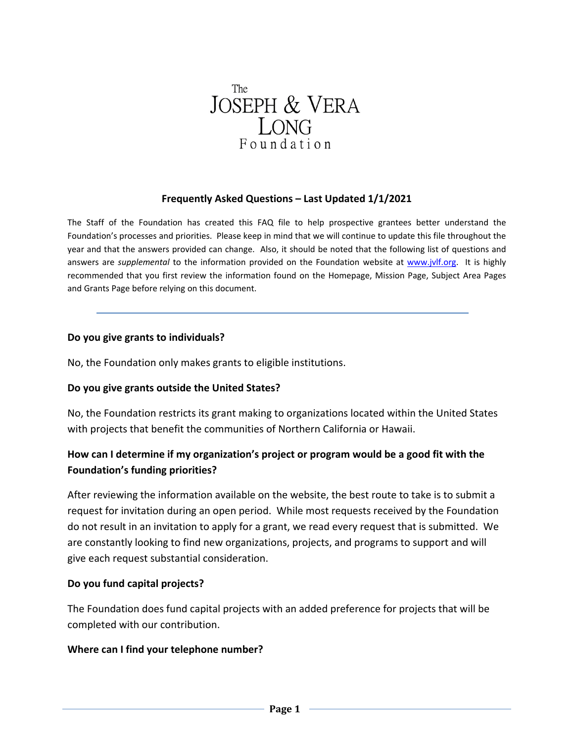The
# JOSEPH & VERA LONG Foundation

## Frequently Asked Questions – Last Updated 1/1/2021

The Staff of the Foundation has created this FAQ file to help prospective grantees better understand the Foundation's processes and priorities. Please keep in mind that we will continue to update this file throughout the year and that the answers provided can change. Also, it should be noted that the following list of questions and answers are *supplemental* to the information provided on the Foundation website at [www.jvlf.org](http://www.jvlf.org). It is highly recommended that you first review the information found on the Homepage, Mission Page, Subject Area Pages and Grants Page before relying on this document.

---

**Do you give grants to individuals?**

No, the Foundation only makes grants to eligible institutions.

**Do you give grants outside the United States?**

No, the Foundation restricts its grant making to organizations located within the United States with projects that benefit the communities of Northern California or Hawaii.

**How can I determine if my organization's project or program would be a good fit with the Foundation's funding priorities?**

After reviewing the information available on the website, the best route to take is to submit a request for invitation during an open period. While most requests received by the Foundation do not result in an invitation to apply for a grant, we read every request that is submitted. We are constantly looking to find new organizations, projects, and programs to support and will give each request substantial consideration.

**Do you fund capital projects?**

The Foundation does fund capital projects with an added preference for projects that will be completed with our contribution.

**Where can I find your telephone number?**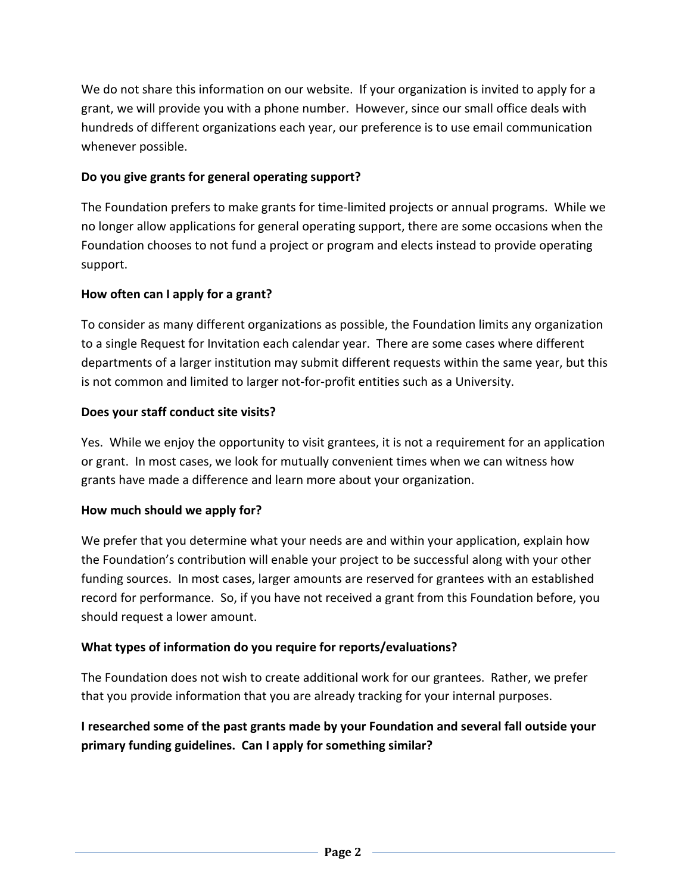We do not share this information on our website. If your organization is invited to apply for a grant, we will provide you with a phone number. However, since our small office deals with hundreds of different organizations each year, our preference is to use email communication whenever possible.

**Do you give grants for general operating support?**

The Foundation prefers to make grants for time-limited projects or annual programs. While we no longer allow applications for general operating support, there are some occasions when the Foundation chooses to not fund a project or program and elects instead to provide operating support.

**How often can I apply for a grant?**

To consider as many different organizations as possible, the Foundation limits any organization to a single Request for Invitation each calendar year. There are some cases where different departments of a larger institution may submit different requests within the same year, but this is not common and limited to larger not-for-profit entities such as a University.

**Does your staff conduct site visits?**

Yes. While we enjoy the opportunity to visit grantees, it is not a requirement for an application or grant. In most cases, we look for mutually convenient times when we can witness how grants have made a difference and learn more about your organization.

**How much should we apply for?**

We prefer that you determine what your needs are and within your application, explain how the Foundation's contribution will enable your project to be successful along with your other funding sources. In most cases, larger amounts are reserved for grantees with an established record for performance. So, if you have not received a grant from this Foundation before, you should request a lower amount.

**What types of information do you require for reports/evaluations?**

The Foundation does not wish to create additional work for our grantees. Rather, we prefer that you provide information that you are already tracking for your internal purposes.

**I researched some of the past grants made by your Foundation and several fall outside your primary funding guidelines. Can I apply for something similar?**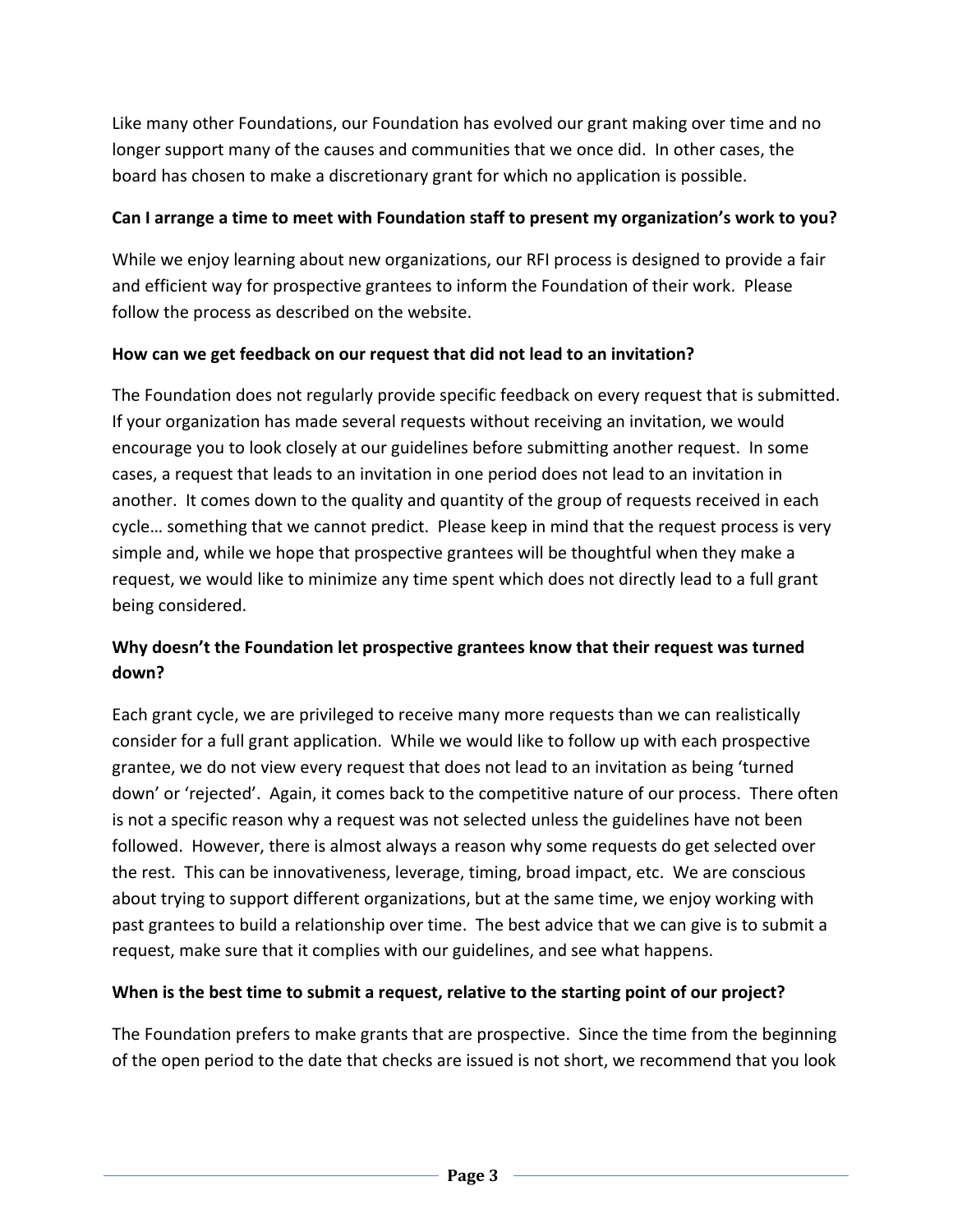Like many other Foundations, our Foundation has evolved our grant making over time and no longer support many of the causes and communities that we once did. In other cases, the board has chosen to make a discretionary grant for which no application is possible.

**Can I arrange a time to meet with Foundation staff to present my organization's work to you?**

While we enjoy learning about new organizations, our RFI process is designed to provide a fair and efficient way for prospective grantees to inform the Foundation of their work. Please follow the process as described on the website.

**How can we get feedback on our request that did not lead to an invitation?**

The Foundation does not regularly provide specific feedback on every request that is submitted. If your organization has made several requests without receiving an invitation, we would encourage you to look closely at our guidelines before submitting another request. In some cases, a request that leads to an invitation in one period does not lead to an invitation in another. It comes down to the quality and quantity of the group of requests received in each cycle… something that we cannot predict. Please keep in mind that the request process is very simple and, while we hope that prospective grantees will be thoughtful when they make a request, we would like to minimize any time spent which does not directly lead to a full grant being considered.

**Why doesn't the Foundation let prospective grantees know that their request was turned down?**

Each grant cycle, we are privileged to receive many more requests than we can realistically consider for a full grant application. While we would like to follow up with each prospective grantee, we do not view every request that does not lead to an invitation as being 'turned down' or 'rejected'. Again, it comes back to the competitive nature of our process. There often is not a specific reason why a request was not selected unless the guidelines have not been followed. However, there is almost always a reason why some requests do get selected over the rest. This can be innovativeness, leverage, timing, broad impact, etc. We are conscious about trying to support different organizations, but at the same time, we enjoy working with past grantees to build a relationship over time. The best advice that we can give is to submit a request, make sure that it complies with our guidelines, and see what happens.

**When is the best time to submit a request, relative to the starting point of our project?**

The Foundation prefers to make grants that are prospective. Since the time from the beginning of the open period to the date that checks are issued is not short, we recommend that you look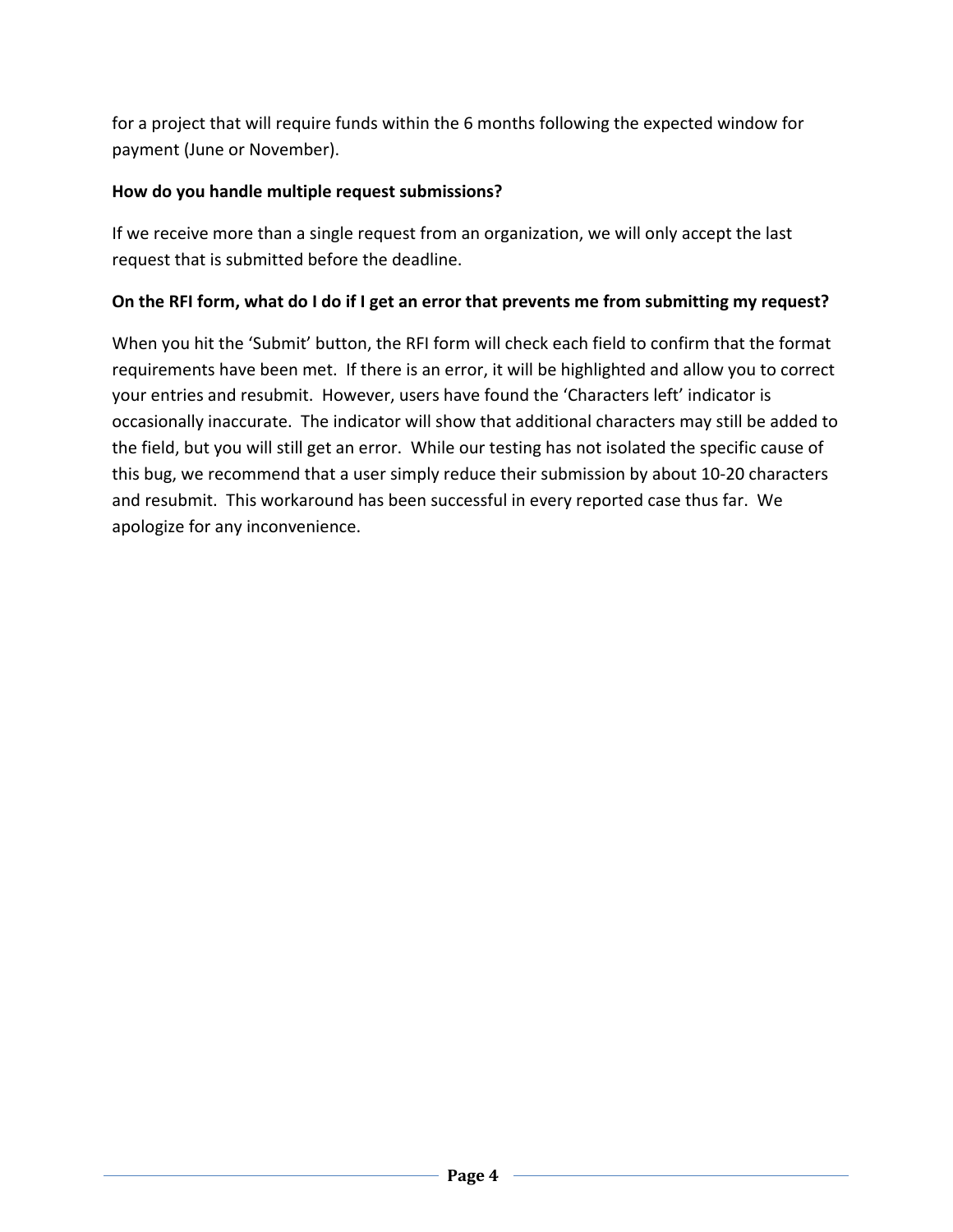for a project that will require funds within the 6 months following the expected window for payment (June or November).

**How do you handle multiple request submissions?**

If we receive more than a single request from an organization, we will only accept the last request that is submitted before the deadline.

**On the RFI form, what do I do if I get an error that prevents me from submitting my request?**

When you hit the 'Submit' button, the RFI form will check each field to confirm that the format requirements have been met. If there is an error, it will be highlighted and allow you to correct your entries and resubmit. However, users have found the 'Characters left' indicator is occasionally inaccurate. The indicator will show that additional characters may still be added to the field, but you will still get an error. While our testing has not isolated the specific cause of this bug, we recommend that a user simply reduce their submission by about 10-20 characters and resubmit. This workaround has been successful in every reported case thus far. We apologize for any inconvenience.